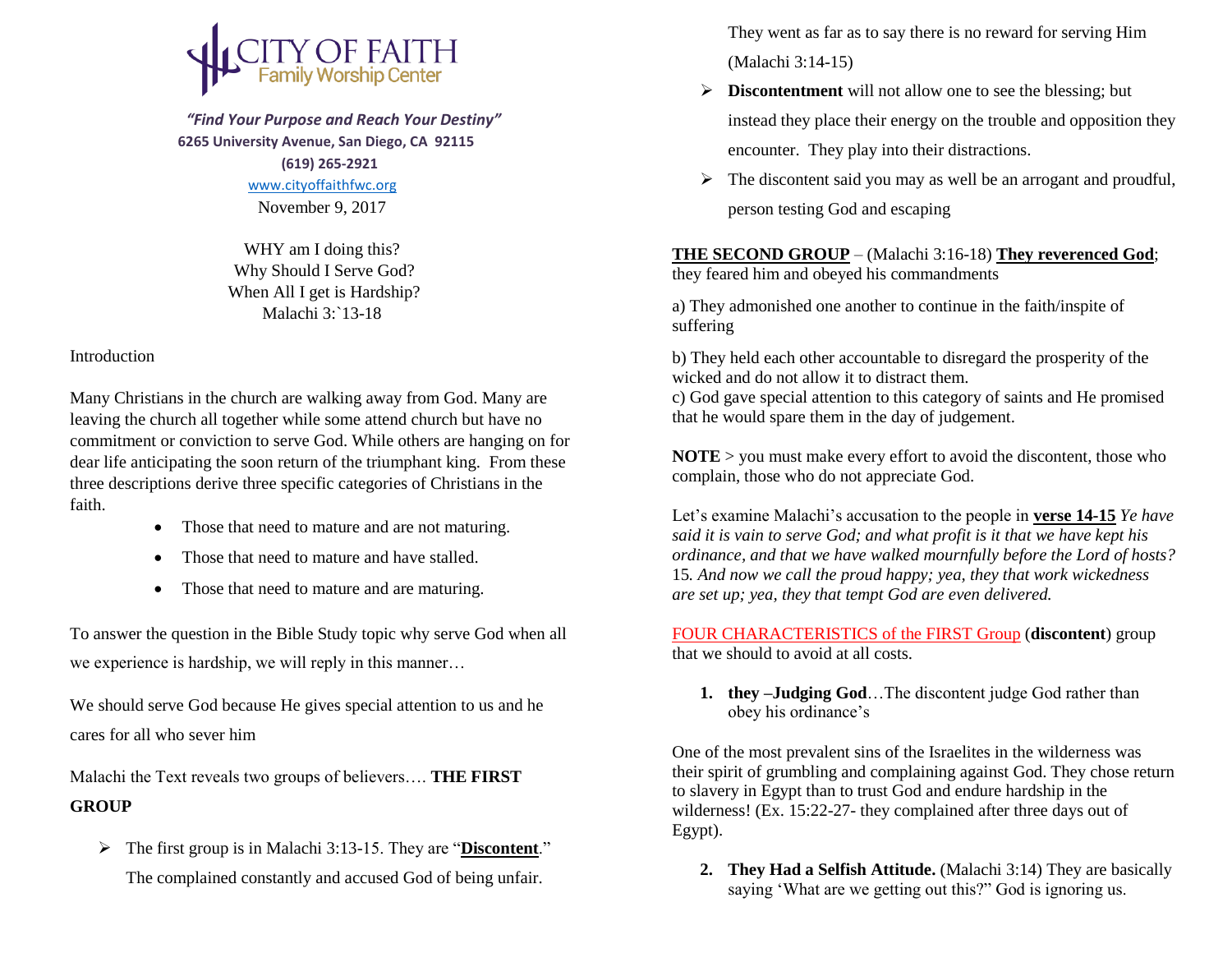# CITY OF FAITH
## Family Worship Center

***"Find Your Purpose and Reach Your Destiny"***

**6265 University Avenue, San Diego, CA 92115**

**(619) 265-2921**

www.cityoffaithfwc.org

November 9, 2017

WHY am I doing this?
Why Should I Serve God?
When All I get is Hardship?
Malachi 3:`13-18

Introduction

Many Christians in the church are walking away from God. Many are leaving the church all together while some attend church but have no commitment or conviction to serve God. While others are hanging on for dear life anticipating the soon return of the triumphant king. From these three descriptions derive three specific categories of Christians in the faith.

- Those that need to mature and are not maturing.
- Those that need to mature and have stalled.
- Those that need to mature and are maturing.

To answer the question in the Bible Study topic why serve God when all we experience is hardship, we will reply in this manner…

We should serve God because He gives special attention to us and he cares for all who sever him

Malachi the Text reveals two groups of believers…. **THE FIRST GROUP**

- The first group is in Malachi 3:13-15. They are "**<u>Discontent</u>**." The complained constantly and accused God of being unfair. They went as far as to say there is no reward for serving Him (Malachi 3:14-15)
- **Discontentment** will not allow one to see the blessing; but instead they place their energy on the trouble and opposition they encounter. They play into their distractions.
- The discontent said you may as well be an arrogant and proudful, person testing God and escaping

**<u>THE SECOND GROUP</u>** – (Malachi 3:16-18) **<u>They reverenced God</u>**; they feared him and obeyed his commandments

a) They admonished one another to continue in the faith/inspite of suffering

b) They held each other accountable to disregard the prosperity of the wicked and do not allow it to distract them.
c) God gave special attention to this category of saints and He promised that he would spare them in the day of judgement.

**NOTE** > you must make every effort to avoid the discontent, those who complain, those who do not appreciate God.

Let's examine Malachi's accusation to the people in **<u>verse 14-15</u>** *Ye have said it is vain to serve God; and what profit is it that we have kept his ordinance, and that we have walked mournfully before the Lord of hosts?* 15*. And now we call the proud happy; yea, they that work wickedness are set up; yea, they that tempt God are even delivered.*

<u>FOUR CHARACTERISTICS of the FIRST Group</u> (**discontent**) group that we should to avoid at all costs.

1. **they –Judging God**…The discontent judge God rather than obey his ordinance's

One of the most prevalent sins of the Israelites in the wilderness was their spirit of grumbling and complaining against God. They chose return to slavery in Egypt than to trust God and endure hardship in the wilderness! (Ex. 15:22-27- they complained after three days out of Egypt).

2. **They Had a Selfish Attitude.** (Malachi 3:14) They are basically saying 'What are we getting out this?" God is ignoring us.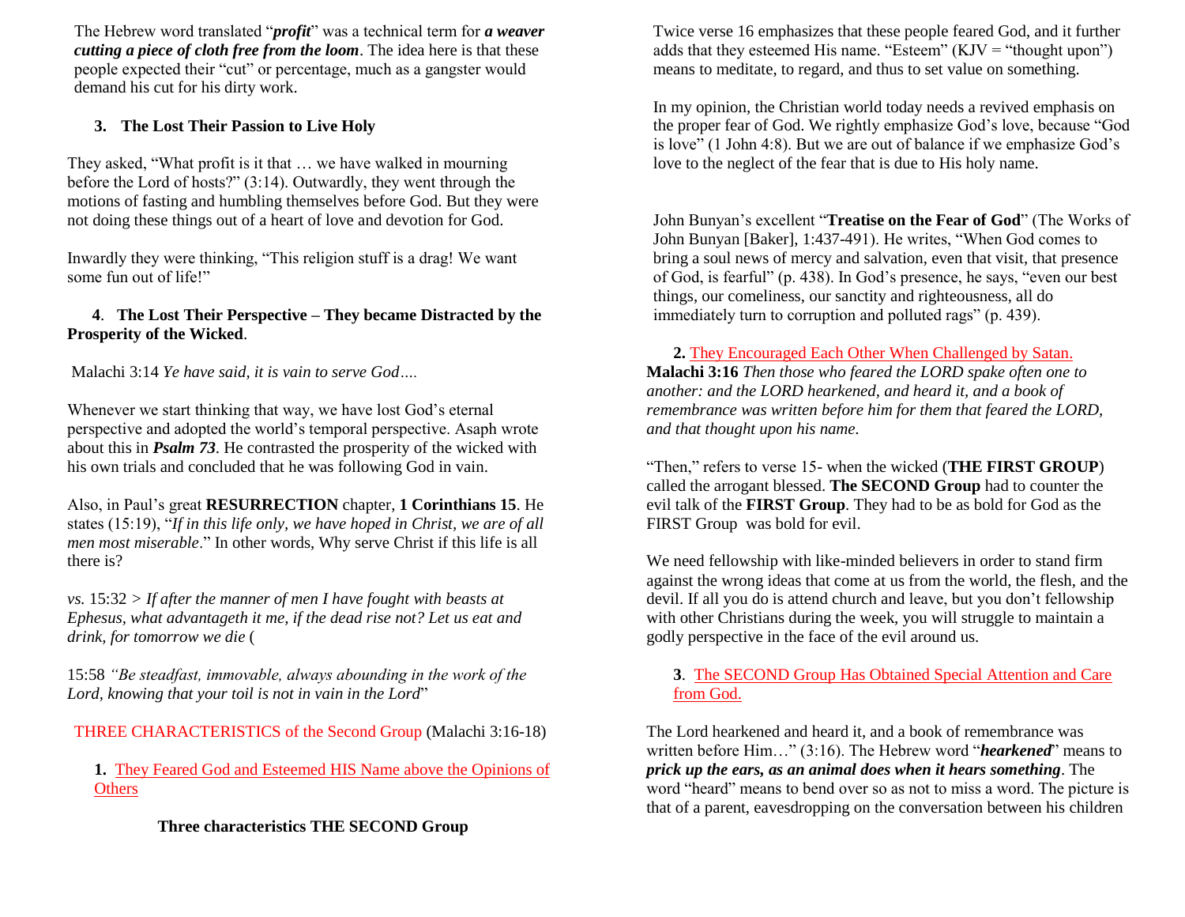The Hebrew word translated "***profit***" was a technical term for ***a weaver cutting a piece of cloth free from the loom***. The idea here is that these people expected their "cut" or percentage, much as a gangster would demand his cut for his dirty work.

**3. The Lost Their Passion to Live Holy**

They asked, "What profit is it that … we have walked in mourning before the Lord of hosts?" (3:14). Outwardly, they went through the motions of fasting and humbling themselves before God. But they were not doing these things out of a heart of love and devotion for God.

Inwardly they were thinking, "This religion stuff is a drag! We want some fun out of life!"

**4. The Lost Their Perspective – They became Distracted by the Prosperity of the Wicked**.

Malachi 3:14 *Ye have said, it is vain to serve God….*

Whenever we start thinking that way, we have lost God's eternal perspective and adopted the world's temporal perspective. Asaph wrote about this in ***Psalm 73***. He contrasted the prosperity of the wicked with his own trials and concluded that he was following God in vain.

Also, in Paul's great **RESURRECTION** chapter, **1 Corinthians 15**. He states (15:19), "*If in this life only, we have hoped in Christ, we are of all men most miserable*." In other words, Why serve Christ if this life is all there is?

*vs.* 15:32 > *If after the manner of men I have fought with beasts at Ephesus, what advantageth it me, if the dead rise not? Let us eat and drink, for tomorrow we die* (

15:58 *"Be steadfast, immovable, always abounding in the work of the Lord, knowing that your toil is not in vain in the Lord*"

THREE CHARACTERISTICS of the Second Group (Malachi 3:16-18)

**1.** They Feared God and Esteemed HIS Name above the Opinions of Others

**Three characteristics THE SECOND Group**

Twice verse 16 emphasizes that these people feared God, and it further adds that they esteemed His name. "Esteem" (KJV = "thought upon") means to meditate, to regard, and thus to set value on something.

In my opinion, the Christian world today needs a revived emphasis on the proper fear of God. We rightly emphasize God's love, because "God is love" (1 John 4:8). But we are out of balance if we emphasize God's love to the neglect of the fear that is due to His holy name.

John Bunyan's excellent "**Treatise on the Fear of God**" (The Works of John Bunyan [Baker], 1:437-491). He writes, "When God comes to bring a soul news of mercy and salvation, even that visit, that presence of God, is fearful" (p. 438). In God's presence, he says, "even our best things, our comeliness, our sanctity and righteousness, all do immediately turn to corruption and polluted rags" (p. 439).

**2.** They Encouraged Each Other When Challenged by Satan.

**Malachi 3:16** *Then those who feared the LORD spake often one to another: and the LORD hearkened, and heard it, and a book of remembrance was written before him for them that feared the LORD, and that thought upon his name.*

"Then," refers to verse 15- when the wicked (**THE FIRST GROUP**) called the arrogant blessed. **The SECOND Group** had to counter the evil talk of the **FIRST Group**. They had to be as bold for God as the FIRST Group was bold for evil.

We need fellowship with like-minded believers in order to stand firm against the wrong ideas that come at us from the world, the flesh, and the devil. If all you do is attend church and leave, but you don't fellowship with other Christians during the week, you will struggle to maintain a godly perspective in the face of the evil around us.

**3**. The SECOND Group Has Obtained Special Attention and Care from God.

The Lord hearkened and heard it, and a book of remembrance was written before Him…" (3:16). The Hebrew word "***hearkened***" means to ***prick up the ears, as an animal does when it hears something***. The word "heard" means to bend over so as not to miss a word. The picture is that of a parent, eavesdropping on the conversation between his children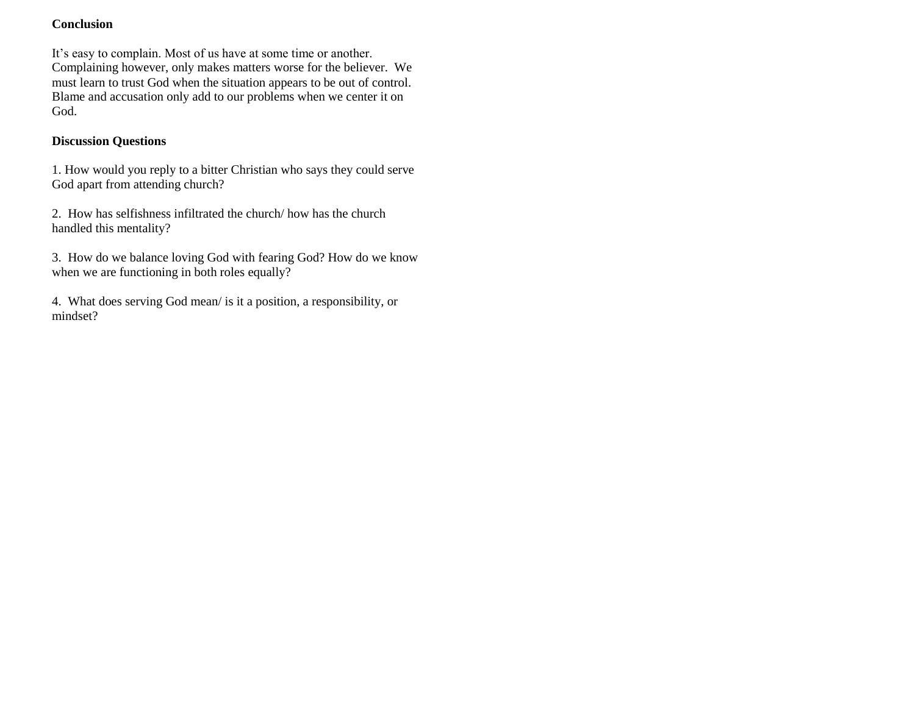**Conclusion**

It's easy to complain. Most of us have at some time or another. Complaining however, only makes matters worse for the believer. We must learn to trust God when the situation appears to be out of control. Blame and accusation only add to our problems when we center it on God.

**Discussion Questions**

1. How would you reply to a bitter Christian who says they could serve God apart from attending church?

2. How has selfishness infiltrated the church/ how has the church handled this mentality?

3. How do we balance loving God with fearing God? How do we know when we are functioning in both roles equally?

4. What does serving God mean/ is it a position, a responsibility, or mindset?